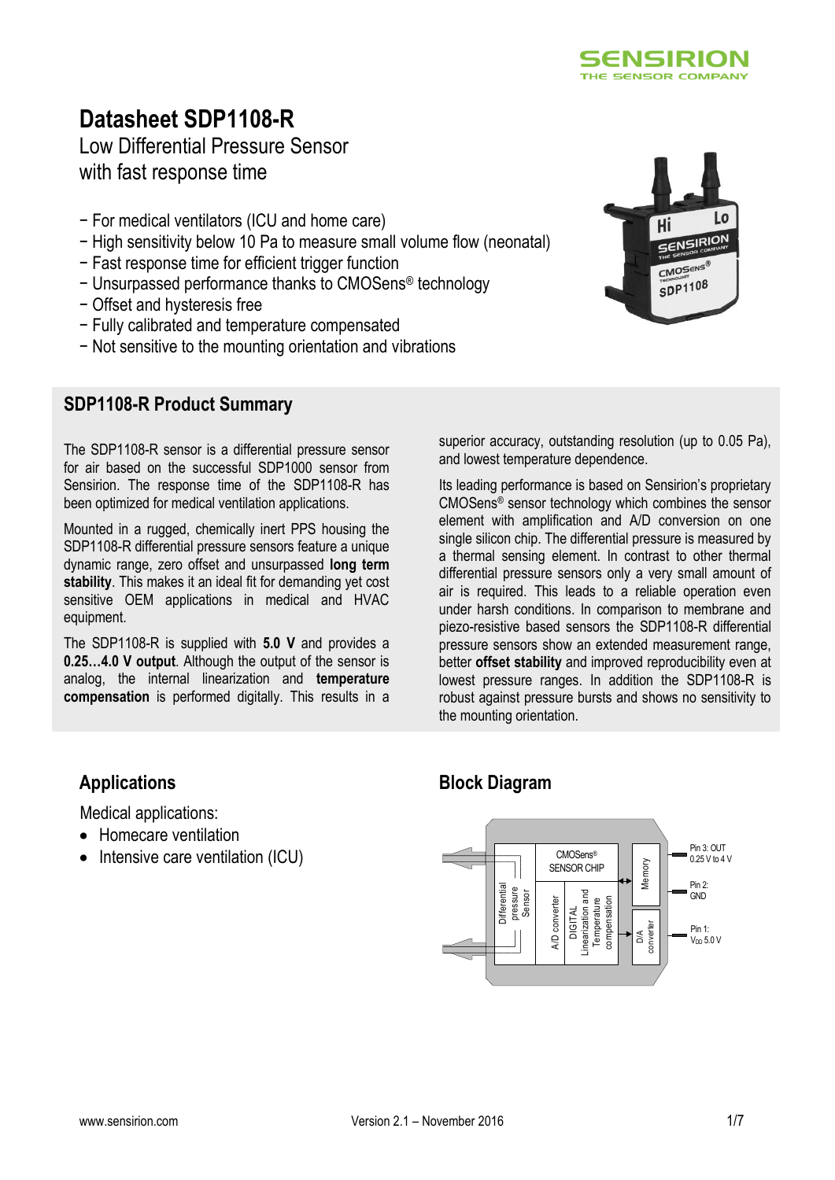# Datasheet SDP1108-R

Low Differential Pressure Sensor
with fast response time

- For medical ventilators (ICU and home care)
- High sensitivity below 10 Pa to measure small volume flow (neonatal)
- Fast response time for efficient trigger function
- Unsurpassed performance thanks to CMOSens® technology
- Offset and hysteresis free
- Fully calibrated and temperature compensated
- Not sensitive to the mounting orientation and vibrations

## SDP1108-R Product Summary

The SDP1108-R sensor is a differential pressure sensor for air based on the successful SDP1000 sensor from Sensirion. The response time of the SDP1108-R has been optimized for medical ventilation applications.

Mounted in a rugged, chemically inert PPS housing the SDP1108-R differential pressure sensors feature a unique dynamic range, zero offset and unsurpassed **long term stability**. This makes it an ideal fit for demanding yet cost sensitive OEM applications in medical and HVAC equipment.

The SDP1108-R is supplied with **5.0 V** and provides a **0.25…4.0 V output**. Although the output of the sensor is analog, the internal linearization and **temperature compensation** is performed digitally. This results in a superior accuracy, outstanding resolution (up to 0.05 Pa), and lowest temperature dependence.

Its leading performance is based on Sensirion's proprietary CMOSens® sensor technology which combines the sensor element with amplification and A/D conversion on one single silicon chip. The differential pressure is measured by a thermal sensing element. In contrast to other thermal differential pressure sensors only a very small amount of air is required. This leads to a reliable operation even under harsh conditions. In comparison to membrane and piezo-resistive based sensors the SDP1108-R differential pressure sensors show an extended measurement range, better **offset stability** and improved reproducibility even at lowest pressure ranges. In addition the SDP1108-R is robust against pressure bursts and shows no sensitivity to the mounting orientation.

## Applications

Medical applications:

- Homecare ventilation
- Intensive care ventilation (ICU)

## Block Diagram

CMOSens® SENSOR CHIP
Differential pressure Sensor
A/D converter
DIGITAL Linearization and Temperature compensation
Memory
D/A converter
Pin 3: OUT 0.25 V to 4 V
Pin 2: GND
Pin 1: $V_{DD}$ 5.0 V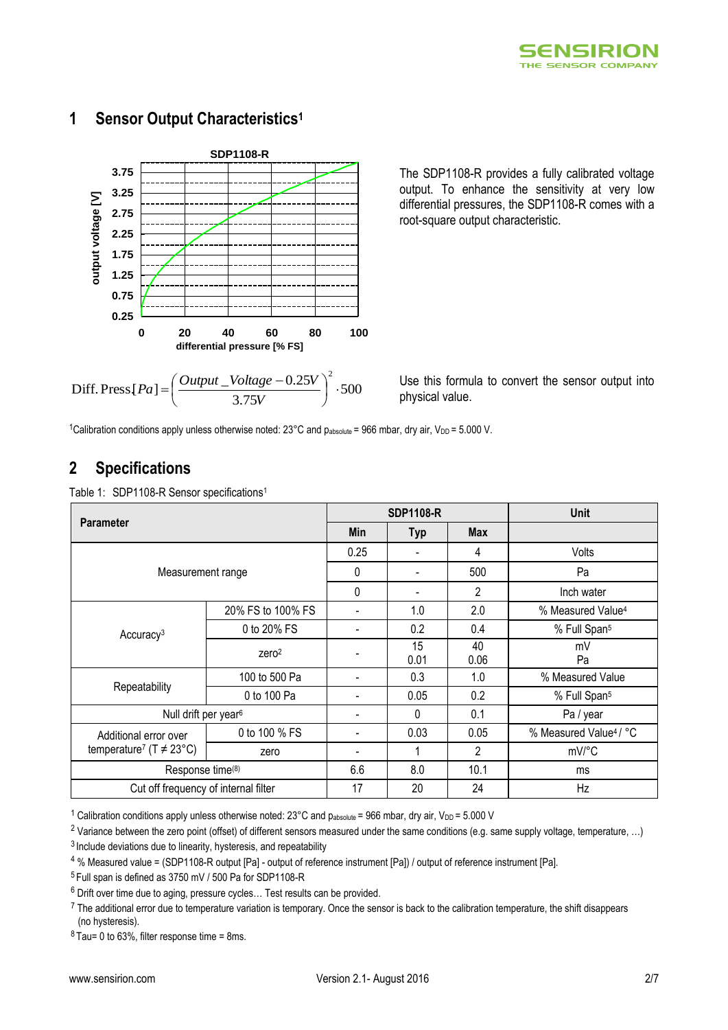# 1 Sensor Output Characteristics[1]

SDP1108-R

output voltage [V]

3.75
3.25
2.75
2.25
1.75
1.25
0.75
0.25

0 20 40 60 80 100

differential pressure [% FS]

The SDP1108-R provides a fully calibrated voltage output. To enhance the sensitivity at very low differential pressures, the SDP1108-R comes with a root-square output characteristic.

$$\text{Diff. Press}[Pa] = \left( \frac{Output\_Voltage - 0.25V}{3.75V} \right)^2 \cdot 500$$

Use this formula to convert the sensor output into physical value.

[1]Calibration conditions apply unless otherwise noted: 23°C and $p_{absolute}$ = 966 mbar, dry air, $V_{DD}$ = 5.000 V.

# 2 Specifications

Table 1: SDP1108-R Sensor specifications[1]

| Parameter | | SDP1108-R | | | Unit |
|---|---|---|---|---|---|
| | | Min | Typ | Max | |
| Measurement range | | 0.25 | - | 4 | Volts |
| | | 0 | - | 500 | Pa |
| | | 0 | - | 2 | Inch water |
| Accuracy[3] | 20% FS to 100% FS | - | 1.0 | 2.0 | % Measured Value[4] |
| | 0 to 20% FS | - | 0.2 | 0.4 | % Full Span[5] |
| | zero[2] | - | 15<br>0.01 | 40<br>0.06 | mV<br>Pa |
| Repeatability | 100 to 500 Pa | - | 0.3 | 1.0 | % Measured Value |
| | 0 to 100 Pa | - | 0.05 | 0.2 | % Full Span[5] |
| Null drift per year[6] | | - | 0 | 0.1 | Pa / year |
| Additional error over temperature[7] (T ≠ 23°C) | 0 to 100 % FS | - | 0.03 | 0.05 | % Measured Value[4] / °C |
| | zero | - | 1 | 2 | mV/°C |
| Response time[(8)] | | 6.6 | 8.0 | 10.1 | ms |
| Cut off frequency of internal filter | | 17 | 20 | 24 | Hz |

[1] Calibration conditions apply unless otherwise noted: 23°C and $p_{absolute}$ = 966 mbar, dry air, $V_{DD}$ = 5.000 V

[2] Variance between the zero point (offset) of different sensors measured under the same conditions (e.g. same supply voltage, temperature, …)

[3] Include deviations due to linearity, hysteresis, and repeatability

[4] % Measured value = (SDP1108-R output [Pa] - output of reference instrument [Pa]) / output of reference instrument [Pa].

[5] Full span is defined as 3750 mV / 500 Pa for SDP1108-R

[6] Drift over time due to aging, pressure cycles… Test results can be provided.

[7] The additional error due to temperature variation is temporary. Once the sensor is back to the calibration temperature, the shift disappears (no hysteresis).

[8] Tau= 0 to 63%, filter response time = 8ms.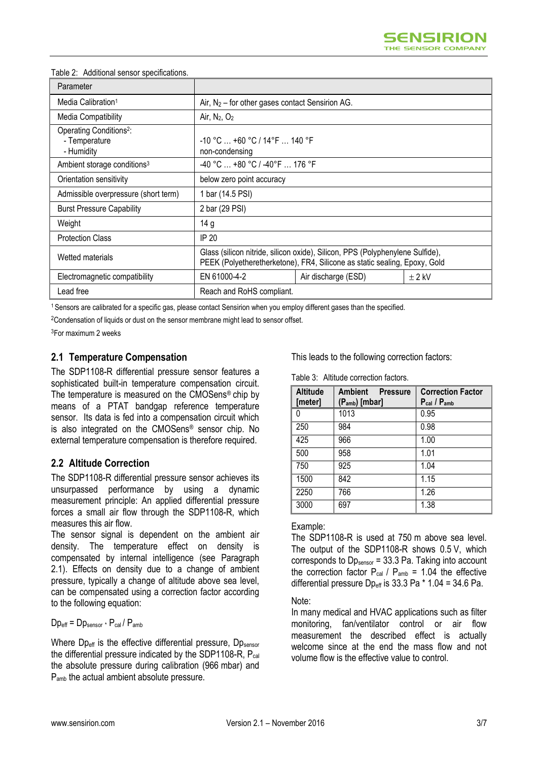Table 2: Additional sensor specifications.

| Parameter | | | |
|---|---|---|---|
| Media Calibration[1] | Air, $N_2$ – for other gases contact Sensirion AG. | | |
| Media Compatibility | Air, $N_2$, $O_2$ | | |
| Operating Conditions[2]: - Temperature - Humidity | -10 °C … +60 °C / 14°F … 140 °F non-condensing | | |
| Ambient storage conditions[3] | -40 °C … +80 °C / -40°F … 176 °F | | |
| Orientation sensitivity | below zero point accuracy | | |
| Admissible overpressure (short term) | 1 bar (14.5 PSI) | | |
| Burst Pressure Capability | 2 bar (29 PSI) | | |
| Weight | 14 g | | |
| Protection Class | IP 20 | | |
| Wetted materials | Glass (silicon nitride, silicon oxide), Silicon, PPS (Polyphenylene Sulfide), PEEK (Polyetheretherketone), FR4, Silicone as static sealing, Epoxy, Gold | | |
| Electromagnetic compatibility | EN 61000-4-2 | Air discharge (ESD) | ± 2 kV |
| Lead free | Reach and RoHS compliant. | | |

[1] Sensors are calibrated for a specific gas, please contact Sensirion when you employ different gases than the specified.

[2]Condensation of liquids or dust on the sensor membrane might lead to sensor offset.

[3]For maximum 2 weeks

## 2.1 Temperature Compensation

The SDP1108-R differential pressure sensor features a sophisticated built-in temperature compensation circuit. The temperature is measured on the CMOSens® chip by means of a PTAT bandgap reference temperature sensor. Its data is fed into a compensation circuit which is also integrated on the CMOSens® sensor chip. No external temperature compensation is therefore required.

## 2.2 Altitude Correction

The SDP1108-R differential pressure sensor achieves its unsurpassed performance by using a dynamic measurement principle: An applied differential pressure forces a small air flow through the SDP1108-R, which measures this air flow.

The sensor signal is dependent on the ambient air density. The temperature effect on density is compensated by internal intelligence (see Paragraph 2.1). Effects on density due to a change of ambient pressure, typically a change of altitude above sea level, can be compensated using a correction factor according to the following equation:

$$Dp_{eff} = Dp_{sensor} \cdot P_{cal} / P_{amb}$$

Where $Dp_{eff}$ is the effective differential pressure, $Dp_{sensor}$ the differential pressure indicated by the SDP1108-R, $P_{cal}$ the absolute pressure during calibration (966 mbar) and $P_{amb}$ the actual ambient absolute pressure.

This leads to the following correction factors:

Table 3: Altitude correction factors.

| Altitude [meter] | Ambient Pressure ($P_{amb}$) [mbar] | Correction Factor $P_{cal}$ / $P_{amb}$ |
|---|---|---|
| 0 | 1013 | 0.95 |
| 250 | 984 | 0.98 |
| 425 | 966 | 1.00 |
| 500 | 958 | 1.01 |
| 750 | 925 | 1.04 |
| 1500 | 842 | 1.15 |
| 2250 | 766 | 1.26 |
| 3000 | 697 | 1.38 |

Example:

The SDP1108-R is used at 750 m above sea level. The output of the SDP1108-R shows 0.5 V, which corresponds to $Dp_{sensor}$ = 33.3 Pa. Taking into account the correction factor $P_{cal}$ / $P_{amb}$ = 1.04 the effective differential pressure $Dp_{eff}$ is 33.3 Pa * 1.04 = 34.6 Pa.

Note:

In many medical and HVAC applications such as filter monitoring, fan/ventilator control or air flow measurement the described effect is actually welcome since at the end the mass flow and not volume flow is the effective value to control.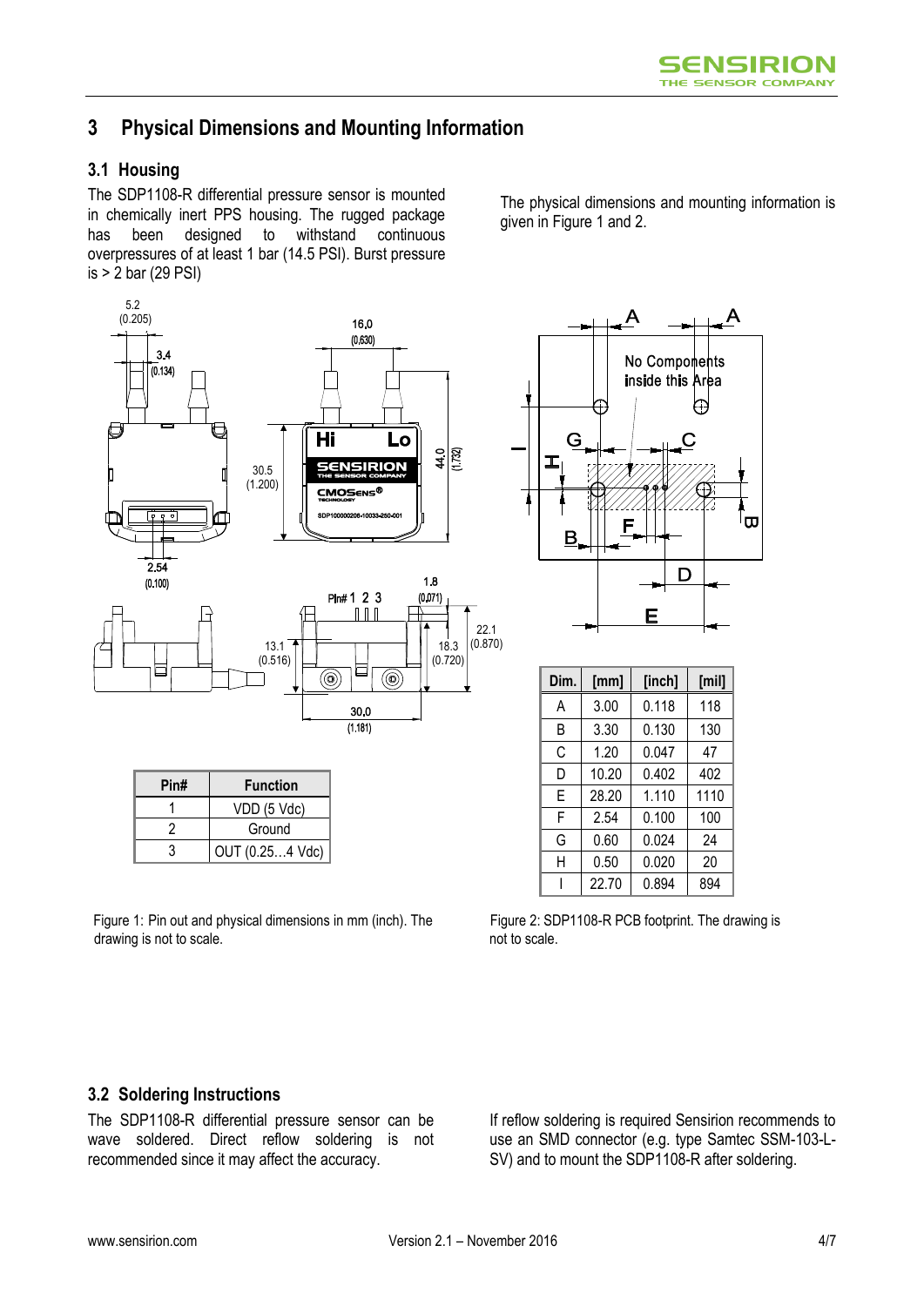# 3 Physical Dimensions and Mounting Information

## 3.1 Housing

The SDP1108-R differential pressure sensor is mounted in chemically inert PPS housing. The rugged package has been designed to withstand continuous overpressures of at least 1 bar (14.5 PSI). Burst pressure is > 2 bar (29 PSI)

The physical dimensions and mounting information is given in Figure 1 and 2.

| Pin# | Function |
|---|---|
| 1 | VDD (5 Vdc) |
| 2 | Ground |
| 3 | OUT (0.25…4 Vdc) |

Figure 1: Pin out and physical dimensions in mm (inch). The drawing is not to scale.

| Dim. | [mm] | [inch] | [mil] |
|---|---|---|---|
| A | 3.00 | 0.118 | 118 |
| B | 3.30 | 0.130 | 130 |
| C | 1.20 | 0.047 | 47 |
| D | 10.20 | 0.402 | 402 |
| E | 28.20 | 1.110 | 1110 |
| F | 2.54 | 0.100 | 100 |
| G | 0.60 | 0.024 | 24 |
| H | 0.50 | 0.020 | 20 |
| I | 22.70 | 0.894 | 894 |

Figure 2: SDP1108-R PCB footprint. The drawing is not to scale.

## 3.2 Soldering Instructions

The SDP1108-R differential pressure sensor can be wave soldered. Direct reflow soldering is not recommended since it may affect the accuracy.

If reflow soldering is required Sensirion recommends to use an SMD connector (e.g. type Samtec SSM-103-L-SV) and to mount the SDP1108-R after soldering.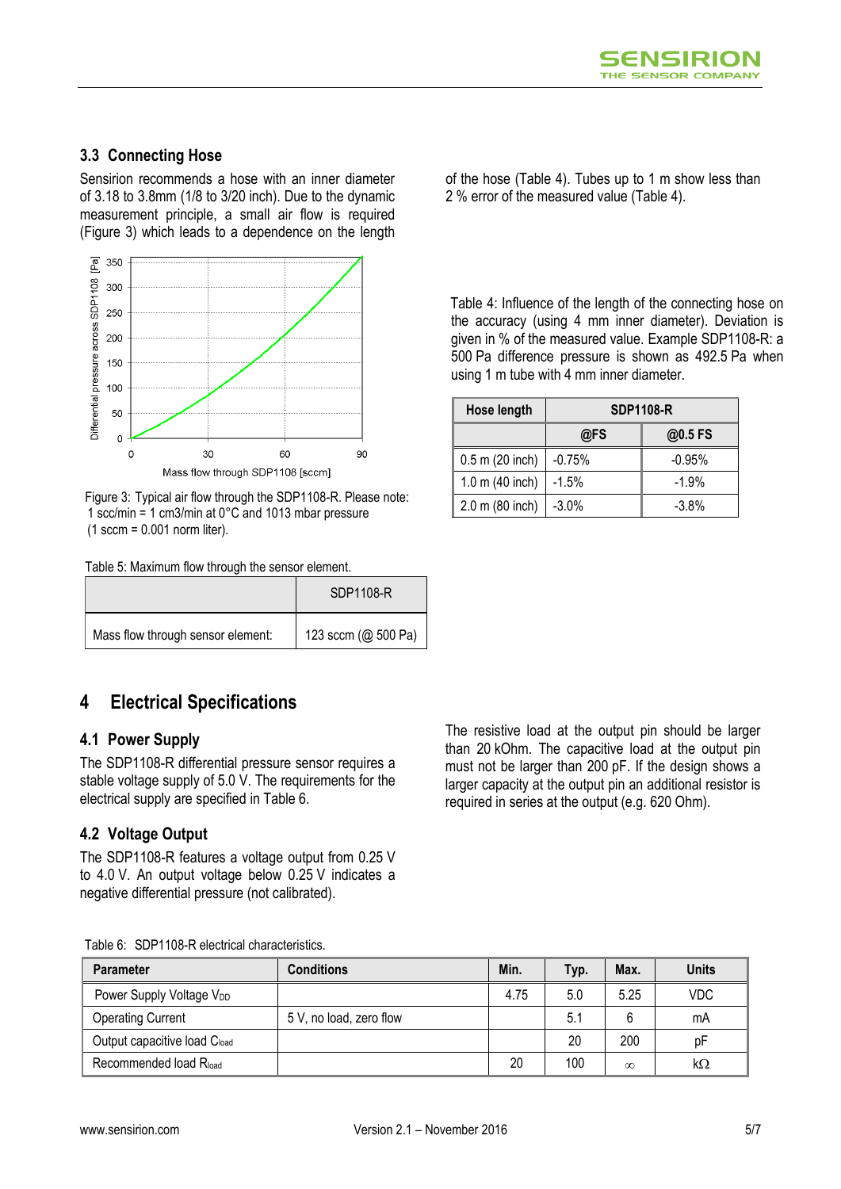## 3.3 Connecting Hose

Sensirion recommends a hose with an inner diameter of 3.18 to 3.8mm (1/8 to 3/20 inch). Due to the dynamic measurement principle, a small air flow is required (Figure 3) which leads to a dependence on the length of the hose (Table 4). Tubes up to 1 m show less than 2 % error of the measured value (Table 4).

Differential pressure across SDP1108 [Pa]

350
300
250
200
150
100
50
0

0
30
60
90

Mass flow through SDP1108 [sccm]

Figure 3: Typical air flow through the SDP1108-R. Please note: 1 scc/min = 1 cm3/min at 0°C and 1013 mbar pressure (1 sccm = 0.001 norm liter).

Table 5: Maximum flow through the sensor element.

| | SDP1108-R |
|---|---|
| Mass flow through sensor element: | 123 sccm (@ 500 Pa) |

Table 4: Influence of the length of the connecting hose on the accuracy (using 4 mm inner diameter). Deviation is given in % of the measured value. Example SDP1108-R: a 500 Pa difference pressure is shown as 492.5 Pa when using 1 m tube with 4 mm inner diameter.

| Hose length | SDP1108-R | |
|---|---|---|
| | @FS | @0.5 FS |
| 0.5 m (20 inch) | -0.75% | -0.95% |
| 1.0 m (40 inch) | -1.5% | -1.9% |
| 2.0 m (80 inch) | -3.0% | -3.8% |

# 4 Electrical Specifications

## 4.1 Power Supply

The SDP1108-R differential pressure sensor requires a stable voltage supply of 5.0 V. The requirements for the electrical supply are specified in Table 6.

## 4.2 Voltage Output

The SDP1108-R features a voltage output from 0.25 V to 4.0 V. An output voltage below 0.25 V indicates a negative differential pressure (not calibrated).

The resistive load at the output pin should be larger than 20 kOhm. The capacitive load at the output pin must not be larger than 200 pF. If the design shows a larger capacity at the output pin an additional resistor is required in series at the output (e.g. 620 Ohm).

Table 6: SDP1108-R electrical characteristics.

| Parameter | Conditions | Min. | Typ. | Max. | Units |
|---|---|---|---|---|---|
| Power Supply Voltage $V_{DD}$ | | 4.75 | 5.0 | 5.25 | VDC |
| Operating Current | 5 V, no load, zero flow | | 5.1 | 6 | mA |
| Output capacitive load $C_{load}$ | | | 20 | 200 | pF |
| Recommended load $R_{load}$ | | 20 | 100 | $\infty$ | kΩ |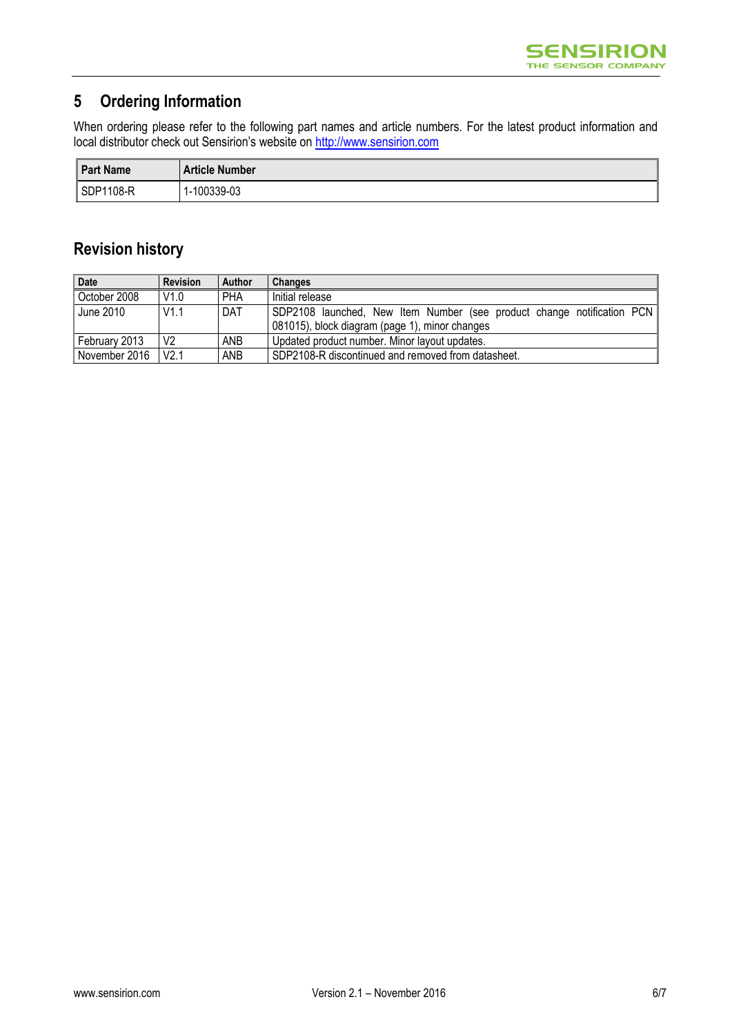## 5 Ordering Information

When ordering please refer to the following part names and article numbers. For the latest product information and local distributor check out Sensirion's website on http://www.sensirion.com

| Part Name | Article Number |
|---|---|
| SDP1108-R | 1-100339-03 |

## Revision history

| Date | Revision | Author | Changes |
|---|---|---|---|
| October 2008 | V1.0 | PHA | Initial release |
| June 2010 | V1.1 | DAT | SDP2108 launched, New Item Number (see product change notification PCN 081015), block diagram (page 1), minor changes |
| February 2013 | V2 | ANB | Updated product number. Minor layout updates. |
| November 2016 | V2.1 | ANB | SDP2108-R discontinued and removed from datasheet. |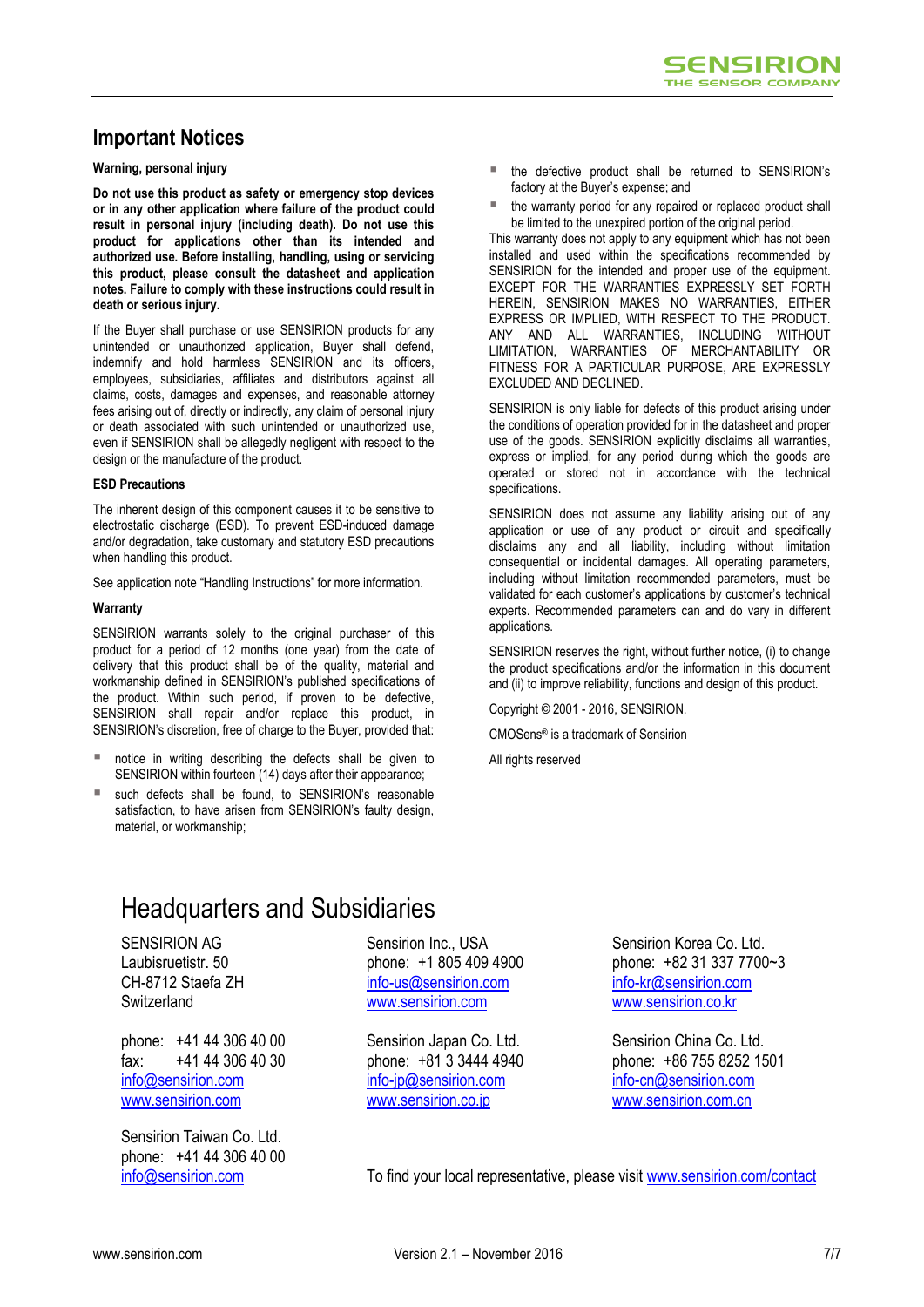## Important Notices

### Warning, personal injury

**Do not use this product as safety or emergency stop devices or in any other application where failure of the product could result in personal injury (including death). Do not use this product for applications other than its intended and authorized use. Before installing, handling, using or servicing this product, please consult the datasheet and application notes. Failure to comply with these instructions could result in death or serious injury.**

If the Buyer shall purchase or use SENSIRION products for any unintended or unauthorized application, Buyer shall defend, indemnify and hold harmless SENSIRION and its officers, employees, subsidiaries, affiliates and distributors against all claims, costs, damages and expenses, and reasonable attorney fees arising out of, directly or indirectly, any claim of personal injury or death associated with such unintended or unauthorized use, even if SENSIRION shall be allegedly negligent with respect to the design or the manufacture of the product.

### ESD Precautions

The inherent design of this component causes it to be sensitive to electrostatic discharge (ESD). To prevent ESD-induced damage and/or degradation, take customary and statutory ESD precautions when handling this product.

See application note "Handling Instructions" for more information.

### Warranty

SENSIRION warrants solely to the original purchaser of this product for a period of 12 months (one year) from the date of delivery that this product shall be of the quality, material and workmanship defined in SENSIRION's published specifications of the product. Within such period, if proven to be defective, SENSIRION shall repair and/or replace this product, in SENSIRION's discretion, free of charge to the Buyer, provided that:

- notice in writing describing the defects shall be given to SENSIRION within fourteen (14) days after their appearance;
- such defects shall be found, to SENSIRION's reasonable satisfaction, to have arisen from SENSIRION's faulty design, material, or workmanship;
- the defective product shall be returned to SENSIRION's factory at the Buyer's expense; and
- the warranty period for any repaired or replaced product shall be limited to the unexpired portion of the original period.

This warranty does not apply to any equipment which has not been installed and used within the specifications recommended by SENSIRION for the intended and proper use of the equipment. EXCEPT FOR THE WARRANTIES EXPRESSLY SET FORTH HEREIN, SENSIRION MAKES NO WARRANTIES, EITHER EXPRESS OR IMPLIED, WITH RESPECT TO THE PRODUCT. ANY AND ALL WARRANTIES, INCLUDING WITHOUT LIMITATION, WARRANTIES OF MERCHANTABILITY OR FITNESS FOR A PARTICULAR PURPOSE, ARE EXPRESSLY EXCLUDED AND DECLINED.

SENSIRION is only liable for defects of this product arising under the conditions of operation provided for in the datasheet and proper use of the goods. SENSIRION explicitly disclaims all warranties, express or implied, for any period during which the goods are operated or stored not in accordance with the technical specifications.

SENSIRION does not assume any liability arising out of any application or use of any product or circuit and specifically disclaims any and all liability, including without limitation consequential or incidental damages. All operating parameters, including without limitation recommended parameters, must be validated for each customer's applications by customer's technical experts. Recommended parameters can and do vary in different applications.

SENSIRION reserves the right, without further notice, (i) to change the product specifications and/or the information in this document and (ii) to improve reliability, functions and design of this product.

Copyright © 2001 - 2016, SENSIRION.

CMOSens® is a trademark of Sensirion

All rights reserved

## Headquarters and Subsidiaries

SENSIRION AG
Laubisruetistr. 50
CH-8712 Staefa ZH
Switzerland

phone: +41 44 306 40 00
fax: +41 44 306 40 30
info@sensirion.com
www.sensirion.com

Sensirion Taiwan Co. Ltd.
phone: +41 44 306 40 00
info@sensirion.com

Sensirion Inc., USA
phone: +1 805 409 4900
info-us@sensirion.com
www.sensirion.com

Sensirion Japan Co. Ltd.
phone: +81 3 3444 4940
info-jp@sensirion.com
www.sensirion.co.jp

Sensirion Korea Co. Ltd.
phone: +82 31 337 7700~3
info-kr@sensirion.com
www.sensirion.co.kr

Sensirion China Co. Ltd.
phone: +86 755 8252 1501
info-cn@sensirion.com
www.sensirion.com.cn

To find your local representative, please visit www.sensirion.com/contact